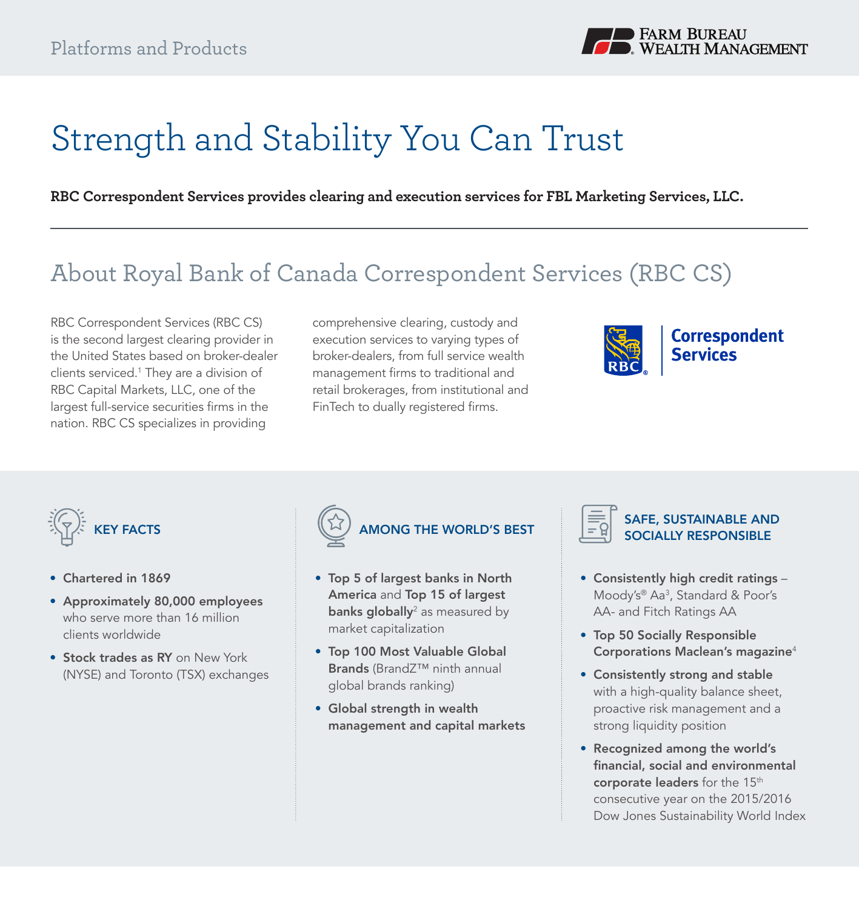Platforms and Products

# Strength and Stability You Can Trust

**RBC Correspondent Services provides clearing and execution services for FBL Marketing Services, LLC.**

---

## About Royal Bank of Canada Correspondent Services (RBC CS)

RBC Correspondent Services (RBC CS) is the second largest clearing provider in the United States based on broker-dealer clients serviced.[1] They are a division of RBC Capital Markets, LLC, one of the largest full-service securities firms in the nation. RBC CS specializes in providing comprehensive clearing, custody and execution services to varying types of broker-dealers, from full service wealth management firms to traditional and retail brokerages, from institutional and FinTech to dually registered firms.

### KEY FACTS

- **Chartered in 1869**
- **Approximately 80,000 employees** who serve more than 16 million clients worldwide
- **Stock trades as RY** on New York (NYSE) and Toronto (TSX) exchanges

### AMONG THE WORLD'S BEST

- **Top 5 of largest banks in North America** and **Top 15 of largest banks globally**[2] as measured by market capitalization
- **Top 100 Most Valuable Global Brands** (BrandZ™ ninth annual global brands ranking)
- **Global strength in wealth management and capital markets**

### SAFE, SUSTAINABLE AND SOCIALLY RESPONSIBLE

- **Consistently high credit ratings** – Moody's® Aa[3], Standard & Poor's AA- and Fitch Ratings AA
- **Top 50 Socially Responsible Corporations Maclean's magazine**[4]
- **Consistently strong and stable** with a high-quality balance sheet, proactive risk management and a strong liquidity position
- **Recognized among the world's financial, social and environmental corporate leaders** for the 15th consecutive year on the 2015/2016 Dow Jones Sustainability World Index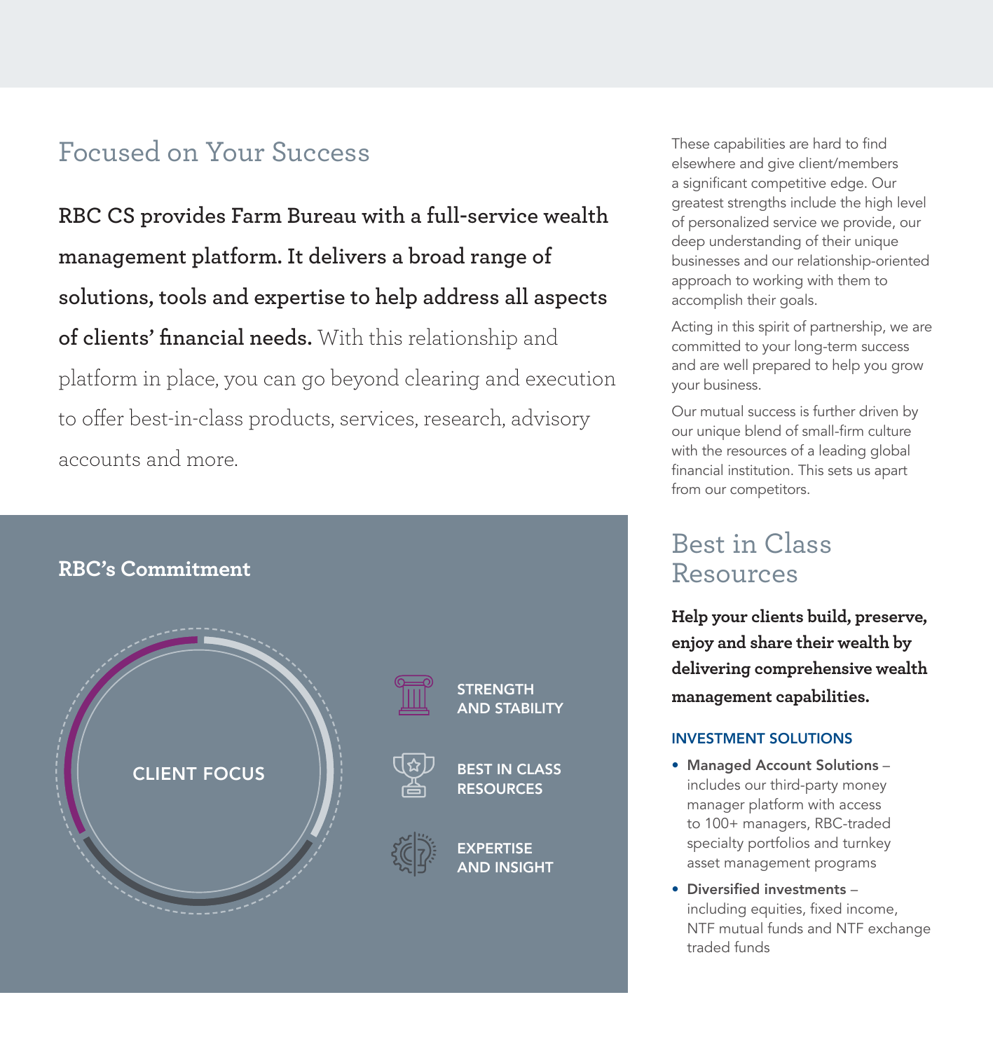## Focused on Your Success

**RBC CS provides Farm Bureau with a full-service wealth management platform. It delivers a broad range of solutions, tools and expertise to help address all aspects of clients' financial needs.** With this relationship and platform in place, you can go beyond clearing and execution to offer best-in-class products, services, research, advisory accounts and more.

### RBC's Commitment

CLIENT FOCUS

- STRENGTH AND STABILITY
- BEST IN CLASS RESOURCES
- EXPERTISE AND INSIGHT

These capabilities are hard to find elsewhere and give client/members a significant competitive edge. Our greatest strengths include the high level of personalized service we provide, our deep understanding of their unique businesses and our relationship-oriented approach to working with them to accomplish their goals.

Acting in this spirit of partnership, we are committed to your long-term success and are well prepared to help you grow your business.

Our mutual success is further driven by our unique blend of small-firm culture with the resources of a leading global financial institution. This sets us apart from our competitors.

## Best in Class Resources

**Help your clients build, preserve, enjoy and share their wealth by delivering comprehensive wealth management capabilities.**

### INVESTMENT SOLUTIONS

- **Managed Account Solutions** – includes our third-party money manager platform with access to 100+ managers, RBC-traded specialty portfolios and turnkey asset management programs
- **Diversified investments** – including equities, fixed income, NTF mutual funds and NTF exchange traded funds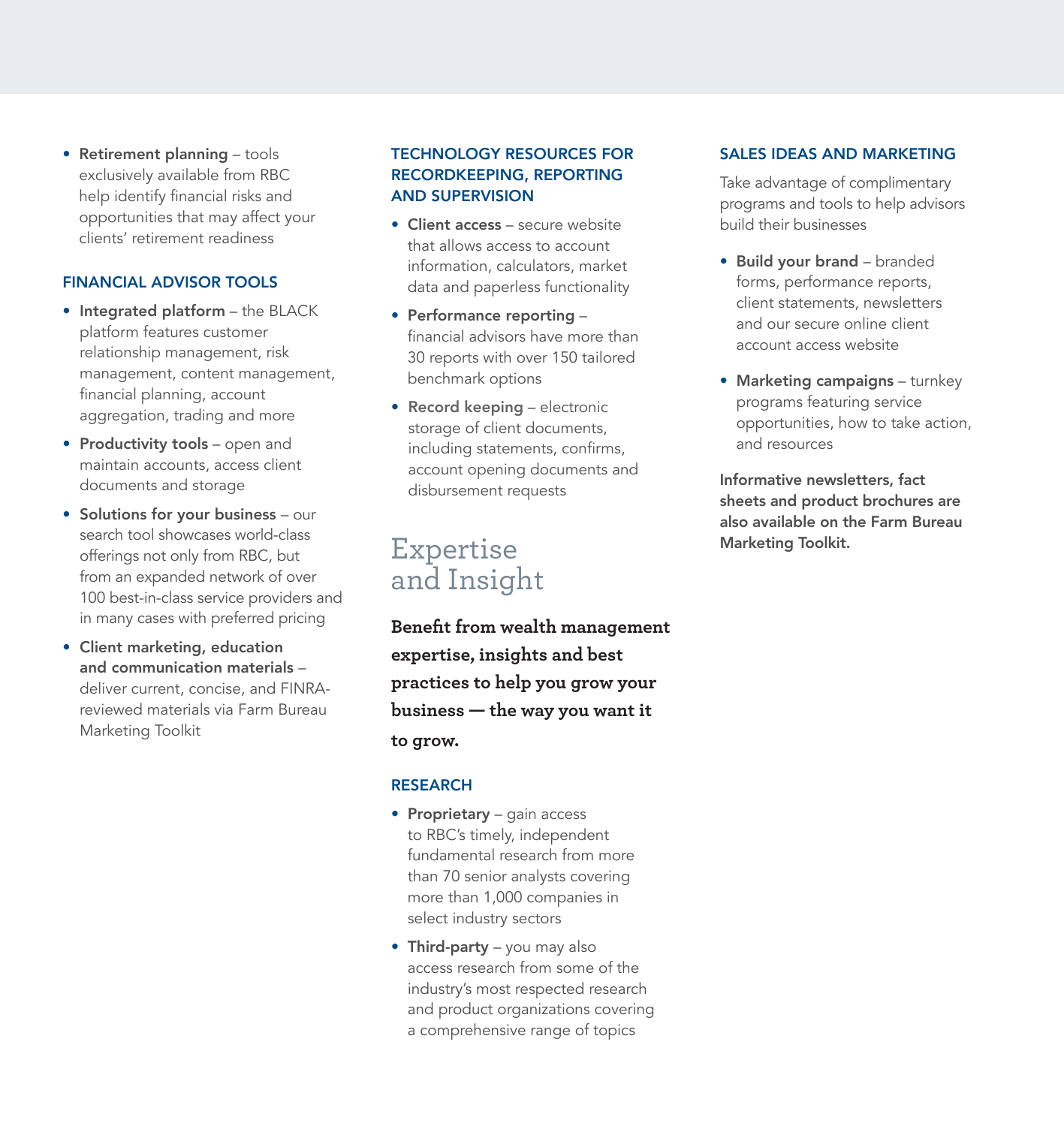- **Retirement planning** – tools exclusively available from RBC help identify financial risks and opportunities that may affect your clients' retirement readiness

### FINANCIAL ADVISOR TOOLS

- **Integrated platform** – the BLACK platform features customer relationship management, risk management, content management, financial planning, account aggregation, trading and more
- **Productivity tools** – open and maintain accounts, access client documents and storage
- **Solutions for your business** – our search tool showcases world-class offerings not only from RBC, but from an expanded network of over 100 best-in-class service providers and in many cases with preferred pricing
- **Client marketing, education and communication materials** – deliver current, concise, and FINRA-reviewed materials via Farm Bureau Marketing Toolkit

### TECHNOLOGY RESOURCES FOR RECORDKEEPING, REPORTING AND SUPERVISION

- **Client access** – secure website that allows access to account information, calculators, market data and paperless functionality
- **Performance reporting** – financial advisors have more than 30 reports with over 150 tailored benchmark options
- **Record keeping** – electronic storage of client documents, including statements, confirms, account opening documents and disbursement requests

## Expertise and Insight

**Benefit from wealth management expertise, insights and best practices to help you grow your business — the way you want it to grow.**

### RESEARCH

- **Proprietary** – gain access to RBC's timely, independent fundamental research from more than 70 senior analysts covering more than 1,000 companies in select industry sectors
- **Third-party** – you may also access research from some of the industry's most respected research and product organizations covering a comprehensive range of topics

### SALES IDEAS AND MARKETING

Take advantage of complimentary programs and tools to help advisors build their businesses

- **Build your brand** – branded forms, performance reports, client statements, newsletters and our secure online client account access website
- **Marketing campaigns** – turnkey programs featuring service opportunities, how to take action, and resources

**Informative newsletters, fact sheets and product brochures are also available on the Farm Bureau Marketing Toolkit.**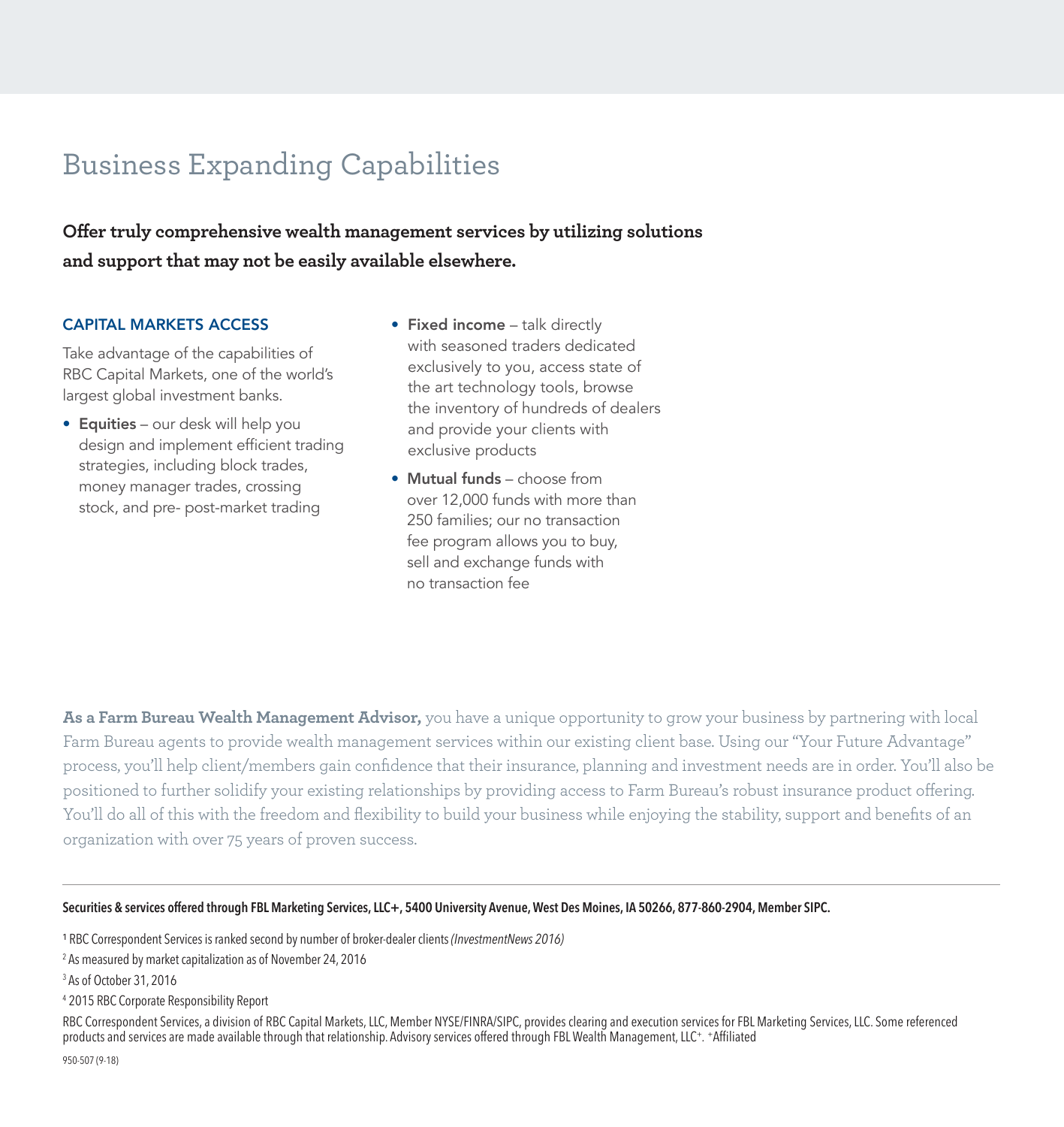# Business Expanding Capabilities

**Offer truly comprehensive wealth management services by utilizing solutions and support that may not be easily available elsewhere.**

## CAPITAL MARKETS ACCESS

Take advantage of the capabilities of RBC Capital Markets, one of the world's largest global investment banks.

- **Equities** – our desk will help you design and implement efficient trading strategies, including block trades, money manager trades, crossing stock, and pre- post-market trading
- **Fixed income** – talk directly with seasoned traders dedicated exclusively to you, access state of the art technology tools, browse the inventory of hundreds of dealers and provide your clients with exclusive products
- **Mutual funds** – choose from over 12,000 funds with more than 250 families; our no transaction fee program allows you to buy, sell and exchange funds with no transaction fee

**As a Farm Bureau Wealth Management Advisor,** you have a unique opportunity to grow your business by partnering with local Farm Bureau agents to provide wealth management services within our existing client base. Using our "Your Future Advantage" process, you'll help client/members gain confidence that their insurance, planning and investment needs are in order. You'll also be positioned to further solidify your existing relationships by providing access to Farm Bureau's robust insurance product offering. You'll do all of this with the freedom and flexibility to build your business while enjoying the stability, support and benefits of an organization with over 75 years of proven success.

---

**Securities & services offered through FBL Marketing Services, LLC+, 5400 University Avenue, West Des Moines, IA 50266, 877-860-2904, Member SIPC.**

[1] RBC Correspondent Services is ranked second by number of broker-dealer clients *(InvestmentNews 2016)*

[2] As measured by market capitalization as of November 24, 2016

[3] As of October 31, 2016

[4] 2015 RBC Corporate Responsibility Report

RBC Correspondent Services, a division of RBC Capital Markets, LLC, Member NYSE/FINRA/SIPC, provides clearing and execution services for FBL Marketing Services, LLC. Some referenced products and services are made available through that relationship. Advisory services offered through FBL Wealth Management, LLC+. +Affiliated

950-507 (9-18)